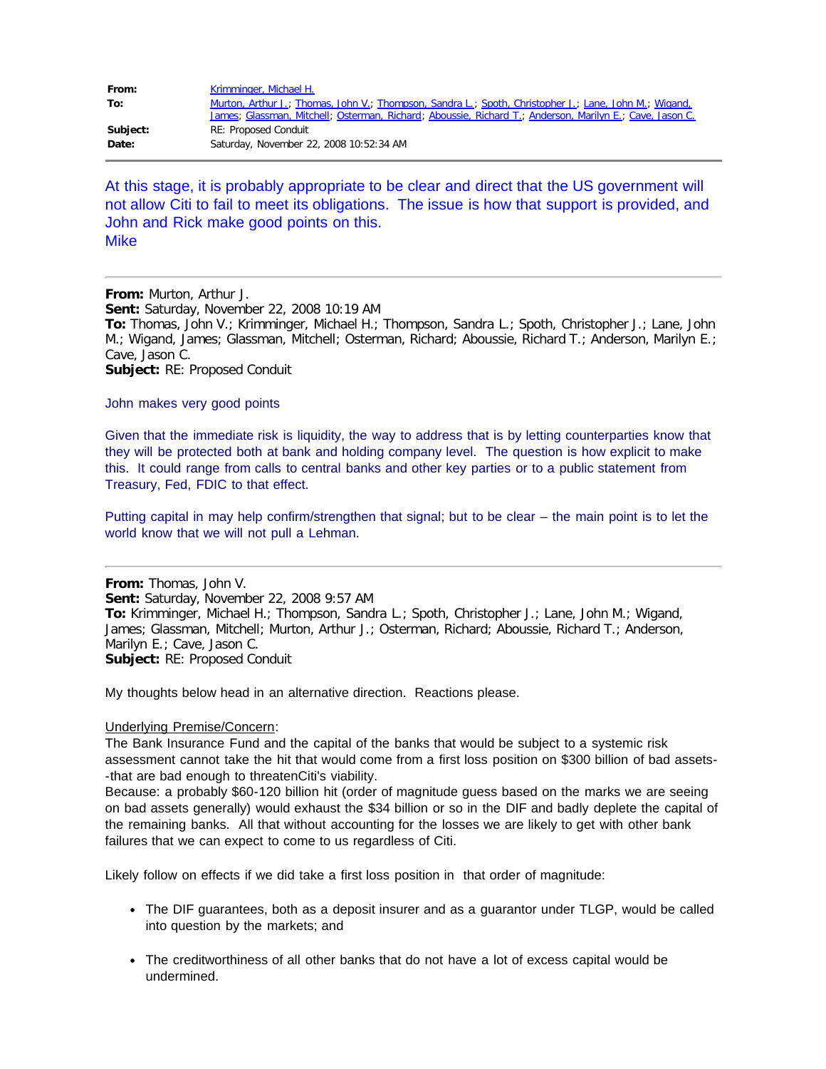| | |
|---|---|
| **From:** | Krimminger, Michael H. |
| **To:** | Murton, Arthur J.; Thomas, John V.; Thompson, Sandra L.; Spoth, Christopher J.; Lane, John M.; Wigand, James; Glassman, Mitchell; Osterman, Richard; Aboussie, Richard T.; Anderson, Marilyn E.; Cave, Jason C. |
| **Subject:** | RE: Proposed Conduit |
| **Date:** | Saturday, November 22, 2008 10:52:34 AM |

---

At this stage, it is probably appropriate to be clear and direct that the US government will not allow Citi to fail to meet its obligations. The issue is how that support is provided, and John and Rick make good points on this.
Mike

---

**From:** Murton, Arthur J.
**Sent:** Saturday, November 22, 2008 10:19 AM
**To:** Thomas, John V.; Krimminger, Michael H.; Thompson, Sandra L.; Spoth, Christopher J.; Lane, John M.; Wigand, James; Glassman, Mitchell; Osterman, Richard; Aboussie, Richard T.; Anderson, Marilyn E.; Cave, Jason C.
**Subject:** RE: Proposed Conduit

John makes very good points

Given that the immediate risk is liquidity, the way to address that is by letting counterparties know that they will be protected both at bank and holding company level. The question is how explicit to make this. It could range from calls to central banks and other key parties or to a public statement from Treasury, Fed, FDIC to that effect.

Putting capital in may help confirm/strengthen that signal; but to be clear – the main point is to let the world know that we will not pull a Lehman.

---

**From:** Thomas, John V.
**Sent:** Saturday, November 22, 2008 9:57 AM
**To:** Krimminger, Michael H.; Thompson, Sandra L.; Spoth, Christopher J.; Lane, John M.; Wigand, James; Glassman, Mitchell; Murton, Arthur J.; Osterman, Richard; Aboussie, Richard T.; Anderson, Marilyn E.; Cave, Jason C.
**Subject:** RE: Proposed Conduit

My thoughts below head in an alternative direction. Reactions please.

Underlying Premise/Concern:
The Bank Insurance Fund and the capital of the banks that would be subject to a systemic risk assessment cannot take the hit that would come from a first loss position on $300 billion of bad assets--that are bad enough to threatenCiti's viability.
Because: a probably $60-120 billion hit (order of magnitude guess based on the marks we are seeing on bad assets generally) would exhaust the $34 billion or so in the DIF and badly deplete the capital of the remaining banks. All that without accounting for the losses we are likely to get with other bank failures that we can expect to come to us regardless of Citi.

Likely follow on effects if we did take a first loss position in that order of magnitude:

- The DIF guarantees, both as a deposit insurer and as a guarantor under TLGP, would be called into question by the markets; and
- The creditworthiness of all other banks that do not have a lot of excess capital would be undermined.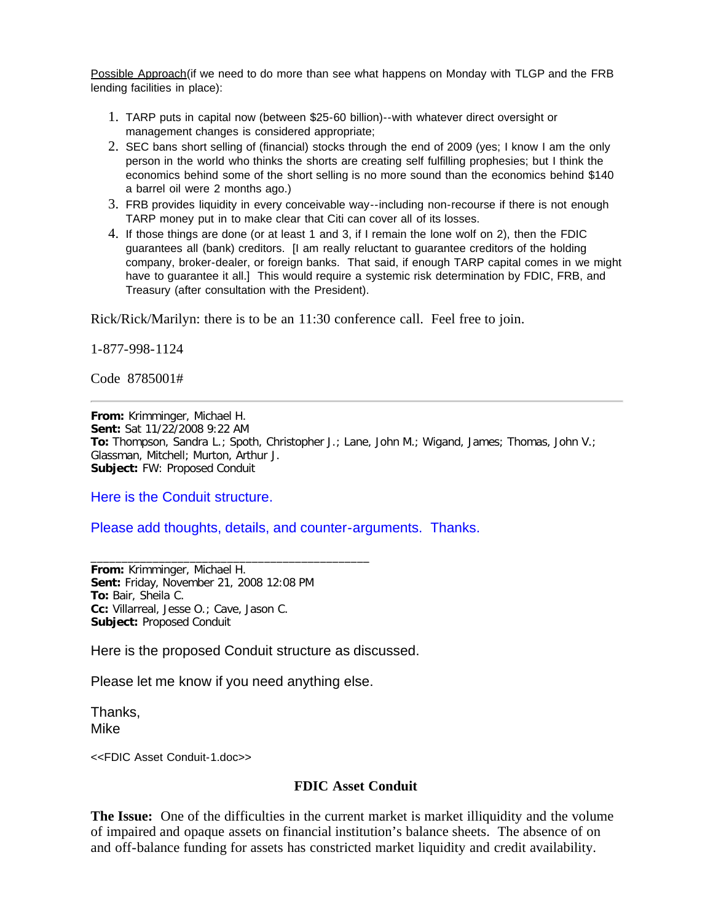Possible Approach(if we need to do more than see what happens on Monday with TLGP and the FRB lending facilities in place):

1. TARP puts in capital now (between $25-60 billion)--with whatever direct oversight or management changes is considered appropriate;
2. SEC bans short selling of (financial) stocks through the end of 2009 (yes; I know I am the only person in the world who thinks the shorts are creating self fulfilling prophesies; but I think the economics behind some of the short selling is no more sound than the economics behind $140 a barrel oil were 2 months ago.)
3. FRB provides liquidity in every conceivable way--including non-recourse if there is not enough TARP money put in to make clear that Citi can cover all of its losses.
4. If those things are done (or at least 1 and 3, if I remain the lone wolf on 2), then the FDIC guarantees all (bank) creditors. [I am really reluctant to guarantee creditors of the holding company, broker-dealer, or foreign banks. That said, if enough TARP capital comes in we might have to guarantee it all.] This would require a systemic risk determination by FDIC, FRB, and Treasury (after consultation with the President).

Rick/Rick/Marilyn: there is to be an 11:30 conference call. Feel free to join.

1-877-998-1124

Code 8785001#

---

**From:** Krimminger, Michael H.
**Sent:** Sat 11/22/2008 9:22 AM
**To:** Thompson, Sandra L.; Spoth, Christopher J.; Lane, John M.; Wigand, James; Thomas, John V.; Glassman, Mitchell; Murton, Arthur J.
**Subject:** FW: Proposed Conduit

Here is the Conduit structure.

Please add thoughts, details, and counter-arguments. Thanks.

---

**From:** Krimminger, Michael H.
**Sent:** Friday, November 21, 2008 12:08 PM
**To:** Bair, Sheila C.
**Cc:** Villarreal, Jesse O.; Cave, Jason C.
**Subject:** Proposed Conduit

Here is the proposed Conduit structure as discussed.

Please let me know if you need anything else.

Thanks,
Mike

<<FDIC Asset Conduit-1.doc>>

## FDIC Asset Conduit

**The Issue:** One of the difficulties in the current market is market illiquidity and the volume of impaired and opaque assets on financial institution's balance sheets. The absence of on and off-balance funding for assets has constricted market liquidity and credit availability.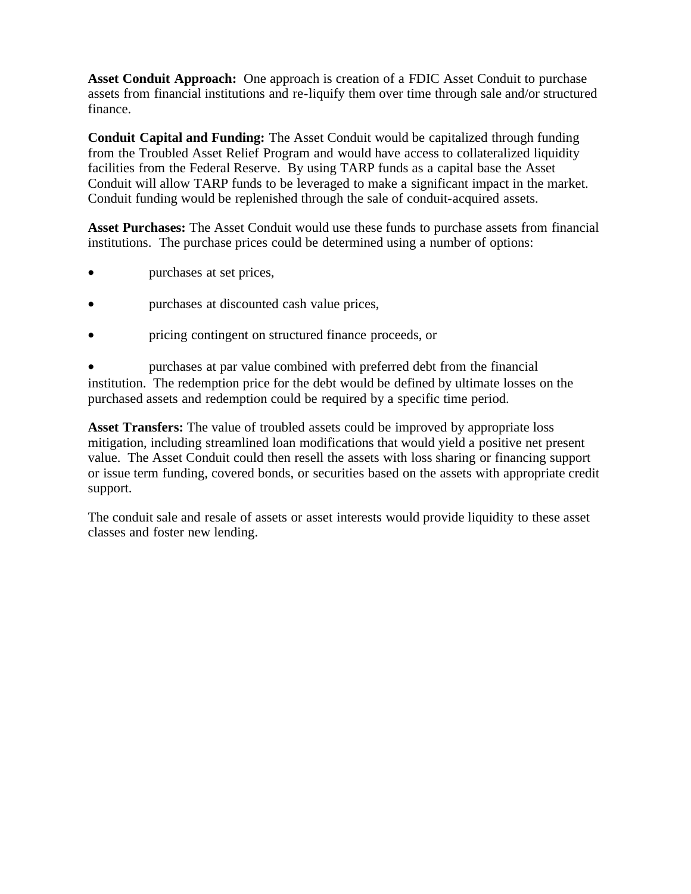**Asset Conduit Approach:** One approach is creation of a FDIC Asset Conduit to purchase assets from financial institutions and re-liquify them over time through sale and/or structured finance.

**Conduit Capital and Funding:** The Asset Conduit would be capitalized through funding from the Troubled Asset Relief Program and would have access to collateralized liquidity facilities from the Federal Reserve. By using TARP funds as a capital base the Asset Conduit will allow TARP funds to be leveraged to make a significant impact in the market. Conduit funding would be replenished through the sale of conduit-acquired assets.

**Asset Purchases:** The Asset Conduit would use these funds to purchase assets from financial institutions. The purchase prices could be determined using a number of options:

- purchases at set prices,
- purchases at discounted cash value prices,
- pricing contingent on structured finance proceeds, or
- purchases at par value combined with preferred debt from the financial institution. The redemption price for the debt would be defined by ultimate losses on the purchased assets and redemption could be required by a specific time period.

**Asset Transfers:** The value of troubled assets could be improved by appropriate loss mitigation, including streamlined loan modifications that would yield a positive net present value. The Asset Conduit could then resell the assets with loss sharing or financing support or issue term funding, covered bonds, or securities based on the assets with appropriate credit support.

The conduit sale and resale of assets or asset interests would provide liquidity to these asset classes and foster new lending.